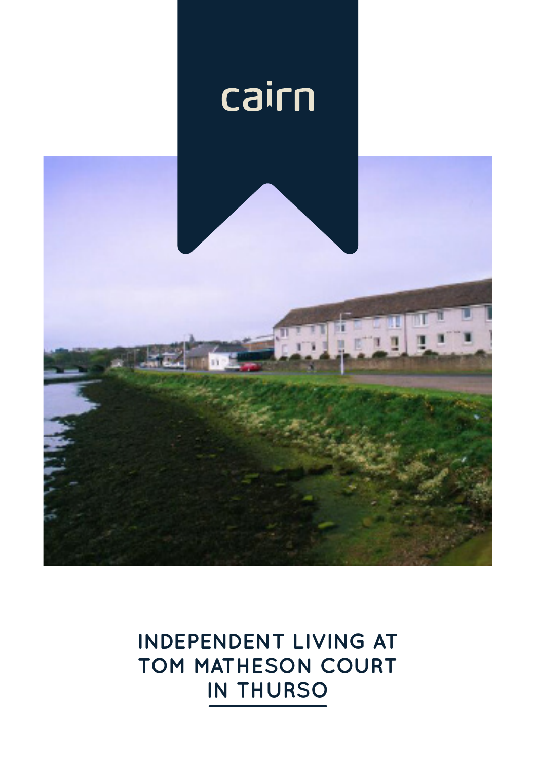cairn

# INDEPENDENT LIVING AT TOM MATHESON COURT IN THURSO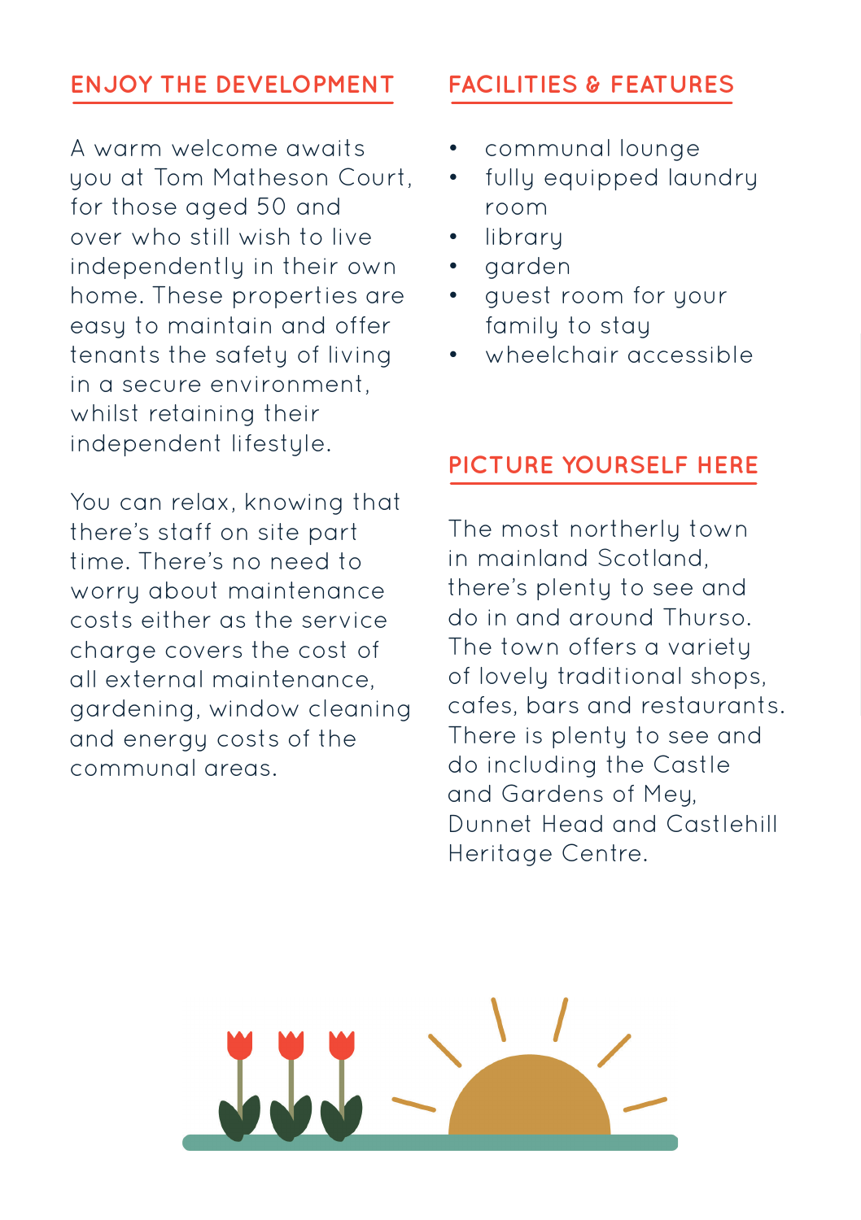## ENJOY THE DEVELOPMENT

A warm welcome awaits you at Tom Matheson Court, for those aged 50 and over who still wish to live independently in their own home. These properties are easy to maintain and offer tenants the safety of living in a secure environment, whilst retaining their independent lifestyle.

You can relax, knowing that there's staff on site part time. There's no need to worry about maintenance costs either as the service charge covers the cost of all external maintenance, gardening, window cleaning and energy costs of the communal areas.

## FACILITIES & FEATURES

- communal lounge
- fully equipped laundry room
- library
- garden
- guest room for your family to stay
- wheelchair accessible

## PICTURE YOURSELF HERE

The most northerly town in mainland Scotland, there's plenty to see and do in and around Thurso. The town offers a variety of lovely traditional shops, cafes, bars and restaurants. There is plenty to see and do including the Castle and Gardens of Mey, Dunnet Head and Castlehill Heritage Centre.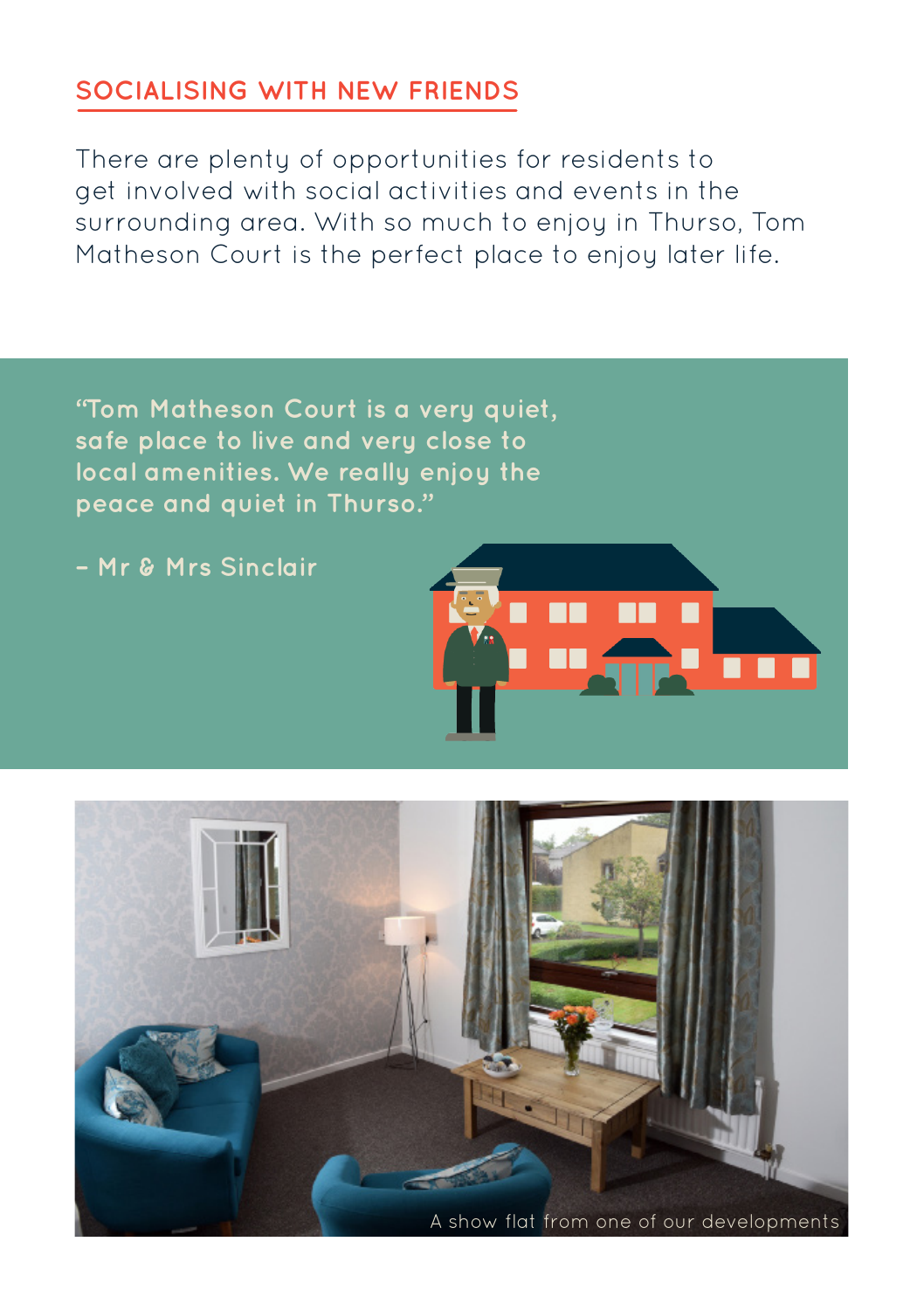## SOCIALISING WITH NEW FRIENDS

There are plenty of opportunities for residents to get involved with social activities and events in the surrounding area. With so much to enjoy in Thurso, Tom Matheson Court is the perfect place to enjoy later life.

**"Tom Matheson Court is a very quiet, safe place to live and very close to local amenities. We really enjoy the peace and quiet in Thurso."**

**– Mr & Mrs Sinclair**

A show flat from one of our developments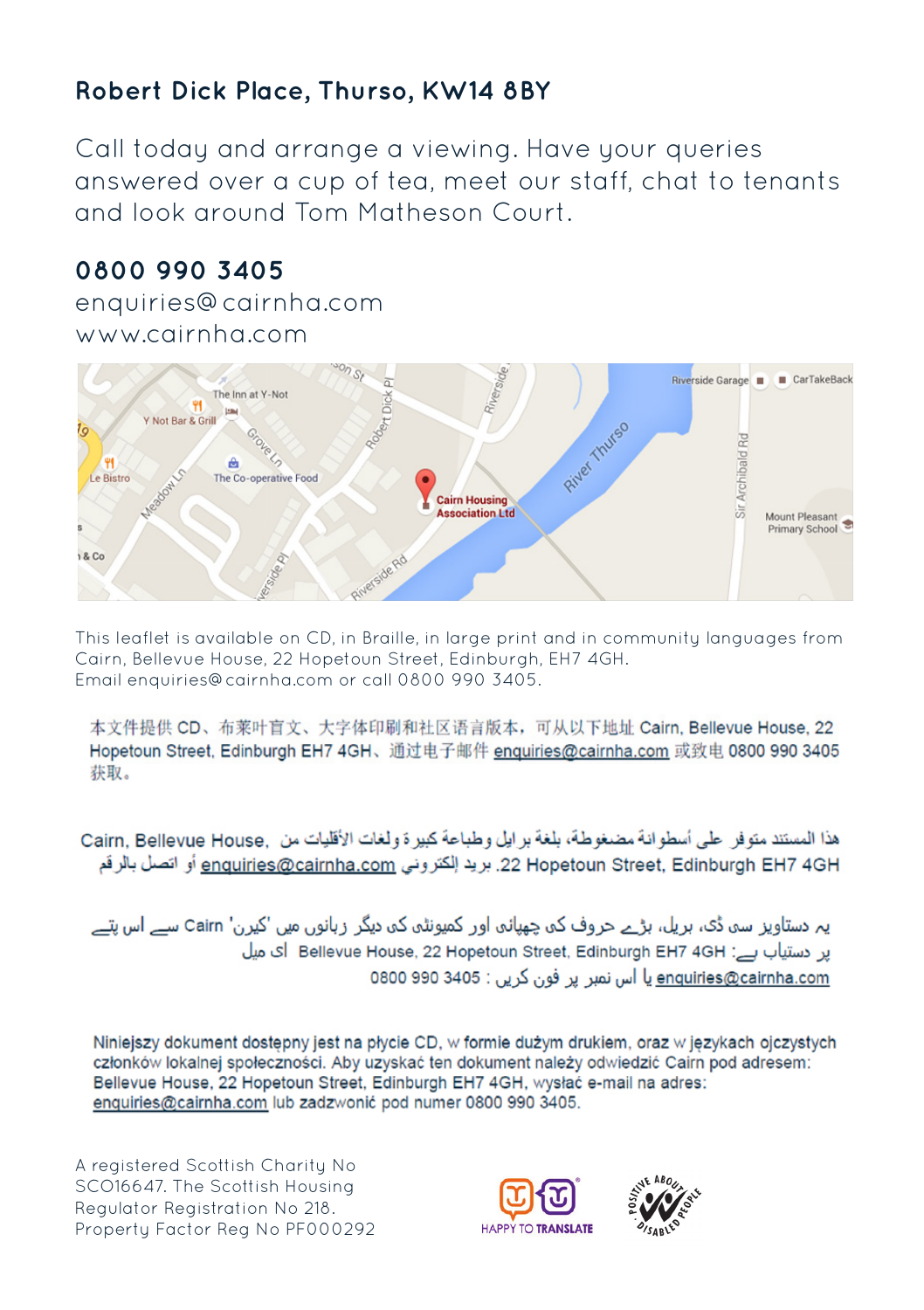## Robert Dick Place, Thurso, KW14 8BY

Call today and arrange a viewing. Have your queries answered over a cup of tea, meet our staff, chat to tenants and look around Tom Matheson Court.

**0800 990 3405**
enquiries@cairnha.com
www.cairnha.com

This leaflet is available on CD, in Braille, in large print and in community languages from Cairn, Bellevue House, 22 Hopetoun Street, Edinburgh, EH7 4GH.
Email enquiries@cairnha.com or call 0800 990 3405.

本文件提供 CD、布莱叶盲文、大字体印刷和社区语言版本，可从以下地址 Cairn, Bellevue House, 22 Hopetoun Street, Edinburgh EH7 4GH、通过电子邮件 enquiries@cairnha.com 或致电 0800 990 3405 获取。

هذا المستند متوفر على أسطوانة مضغوطة، بلغة برايل وطباعة كبيرة ولغات الأقليات من Cairn, Bellevue House, 22 Hopetoun Street, Edinburgh EH7 4GH. بريد إلكتروني enquiries@cairnha.com أو اتصل بالرقم

یہ دستاویز سی ڈی، بریل، بڑے حروف کی چھپائی اور کمیونٹی کی دیگر زبانوں میں 'کیرن' Cairn سے اس پتے پر دستیاب ہے: Bellevue House, 22 Hopetoun Street, Edinburgh EH7 4GH ای میل enquiries@cairnha.com یا اس نمبر پر فون کریں: 0800 990 3405

Niniejszy dokument dostępny jest na płycie CD, w formie dużym drukiem, oraz w językach ojczystych członków lokalnej społeczności. Aby uzyskać ten dokument należy odwiedzić Cairn pod adresem: Bellevue House, 22 Hopetoun Street, Edinburgh EH7 4GH, wysłać e-mail na adres: enquiries@cairnha.com lub zadzwonić pod numer 0800 990 3405.

A registered Scottish Charity No SCO16647. The Scottish Housing Regulator Registration No 218. Property Factor Reg No PF000292